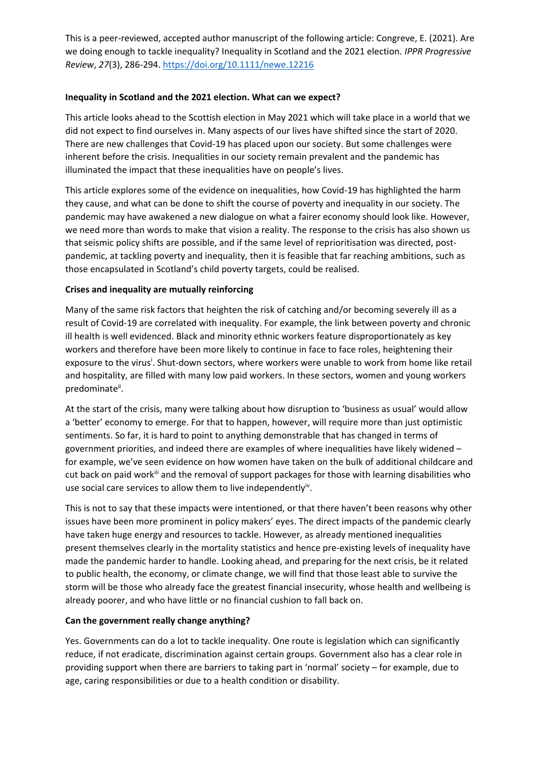This is a peer-reviewed, accepted author manuscript of the following article: Congreve, E. (2021). Are we doing enough to tackle inequality? Inequality in Scotland and the 2021 election. *IPPR Progressive Review*, *27*(3), 286-294. https://doi.org/10.1111/newe.12216

**Inequality in Scotland and the 2021 election. What can we expect?**

This article looks ahead to the Scottish election in May 2021 which will take place in a world that we did not expect to find ourselves in. Many aspects of our lives have shifted since the start of 2020. There are new challenges that Covid-19 has placed upon our society. But some challenges were inherent before the crisis. Inequalities in our society remain prevalent and the pandemic has illuminated the impact that these inequalities have on people's lives.

This article explores some of the evidence on inequalities, how Covid-19 has highlighted the harm they cause, and what can be done to shift the course of poverty and inequality in our society. The pandemic may have awakened a new dialogue on what a fairer economy should look like. However, we need more than words to make that vision a reality. The response to the crisis has also shown us that seismic policy shifts are possible, and if the same level of reprioritisation was directed, post-pandemic, at tackling poverty and inequality, then it is feasible that far reaching ambitions, such as those encapsulated in Scotland's child poverty targets, could be realised.

**Crises and inequality are mutually reinforcing**

Many of the same risk factors that heighten the risk of catching and/or becoming severely ill as a result of Covid-19 are correlated with inequality. For example, the link between poverty and chronic ill health is well evidenced. Black and minority ethnic workers feature disproportionately as key workers and therefore have been more likely to continue in face to face roles, heightening their exposure to the virus[i]. Shut-down sectors, where workers were unable to work from home like retail and hospitality, are filled with many low paid workers. In these sectors, women and young workers predominate[ii].

At the start of the crisis, many were talking about how disruption to 'business as usual' would allow a 'better' economy to emerge. For that to happen, however, will require more than just optimistic sentiments. So far, it is hard to point to anything demonstrable that has changed in terms of government priorities, and indeed there are examples of where inequalities have likely widened – for example, we've seen evidence on how women have taken on the bulk of additional childcare and cut back on paid work[iii] and the removal of support packages for those with learning disabilities who use social care services to allow them to live independently[iv].

This is not to say that these impacts were intentioned, or that there haven't been reasons why other issues have been more prominent in policy makers' eyes. The direct impacts of the pandemic clearly have taken huge energy and resources to tackle. However, as already mentioned inequalities present themselves clearly in the mortality statistics and hence pre-existing levels of inequality have made the pandemic harder to handle. Looking ahead, and preparing for the next crisis, be it related to public health, the economy, or climate change, we will find that those least able to survive the storm will be those who already face the greatest financial insecurity, whose health and wellbeing is already poorer, and who have little or no financial cushion to fall back on.

**Can the government really change anything?**

Yes. Governments can do a lot to tackle inequality. One route is legislation which can significantly reduce, if not eradicate, discrimination against certain groups. Government also has a clear role in providing support when there are barriers to taking part in 'normal' society – for example, due to age, caring responsibilities or due to a health condition or disability.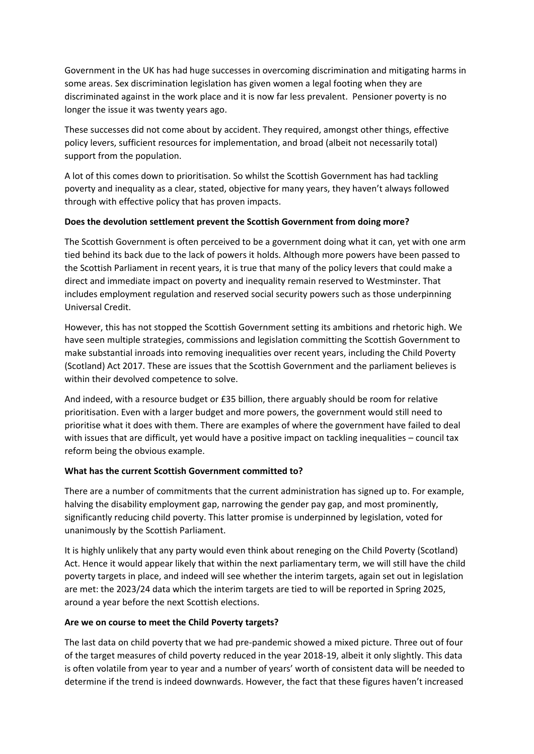Government in the UK has had huge successes in overcoming discrimination and mitigating harms in some areas. Sex discrimination legislation has given women a legal footing when they are discriminated against in the work place and it is now far less prevalent. Pensioner poverty is no longer the issue it was twenty years ago.

These successes did not come about by accident. They required, amongst other things, effective policy levers, sufficient resources for implementation, and broad (albeit not necessarily total) support from the population.

A lot of this comes down to prioritisation. So whilst the Scottish Government has had tackling poverty and inequality as a clear, stated, objective for many years, they haven't always followed through with effective policy that has proven impacts.

**Does the devolution settlement prevent the Scottish Government from doing more?**

The Scottish Government is often perceived to be a government doing what it can, yet with one arm tied behind its back due to the lack of powers it holds. Although more powers have been passed to the Scottish Parliament in recent years, it is true that many of the policy levers that could make a direct and immediate impact on poverty and inequality remain reserved to Westminster. That includes employment regulation and reserved social security powers such as those underpinning Universal Credit.

However, this has not stopped the Scottish Government setting its ambitions and rhetoric high. We have seen multiple strategies, commissions and legislation committing the Scottish Government to make substantial inroads into removing inequalities over recent years, including the Child Poverty (Scotland) Act 2017. These are issues that the Scottish Government and the parliament believes is within their devolved competence to solve.

And indeed, with a resource budget or £35 billion, there arguably should be room for relative prioritisation. Even with a larger budget and more powers, the government would still need to prioritise what it does with them. There are examples of where the government have failed to deal with issues that are difficult, yet would have a positive impact on tackling inequalities – council tax reform being the obvious example.

**What has the current Scottish Government committed to?**

There are a number of commitments that the current administration has signed up to. For example, halving the disability employment gap, narrowing the gender pay gap, and most prominently, significantly reducing child poverty. This latter promise is underpinned by legislation, voted for unanimously by the Scottish Parliament.

It is highly unlikely that any party would even think about reneging on the Child Poverty (Scotland) Act. Hence it would appear likely that within the next parliamentary term, we will still have the child poverty targets in place, and indeed will see whether the interim targets, again set out in legislation are met: the 2023/24 data which the interim targets are tied to will be reported in Spring 2025, around a year before the next Scottish elections.

**Are we on course to meet the Child Poverty targets?**

The last data on child poverty that we had pre-pandemic showed a mixed picture. Three out of four of the target measures of child poverty reduced in the year 2018-19, albeit it only slightly. This data is often volatile from year to year and a number of years' worth of consistent data will be needed to determine if the trend is indeed downwards. However, the fact that these figures haven't increased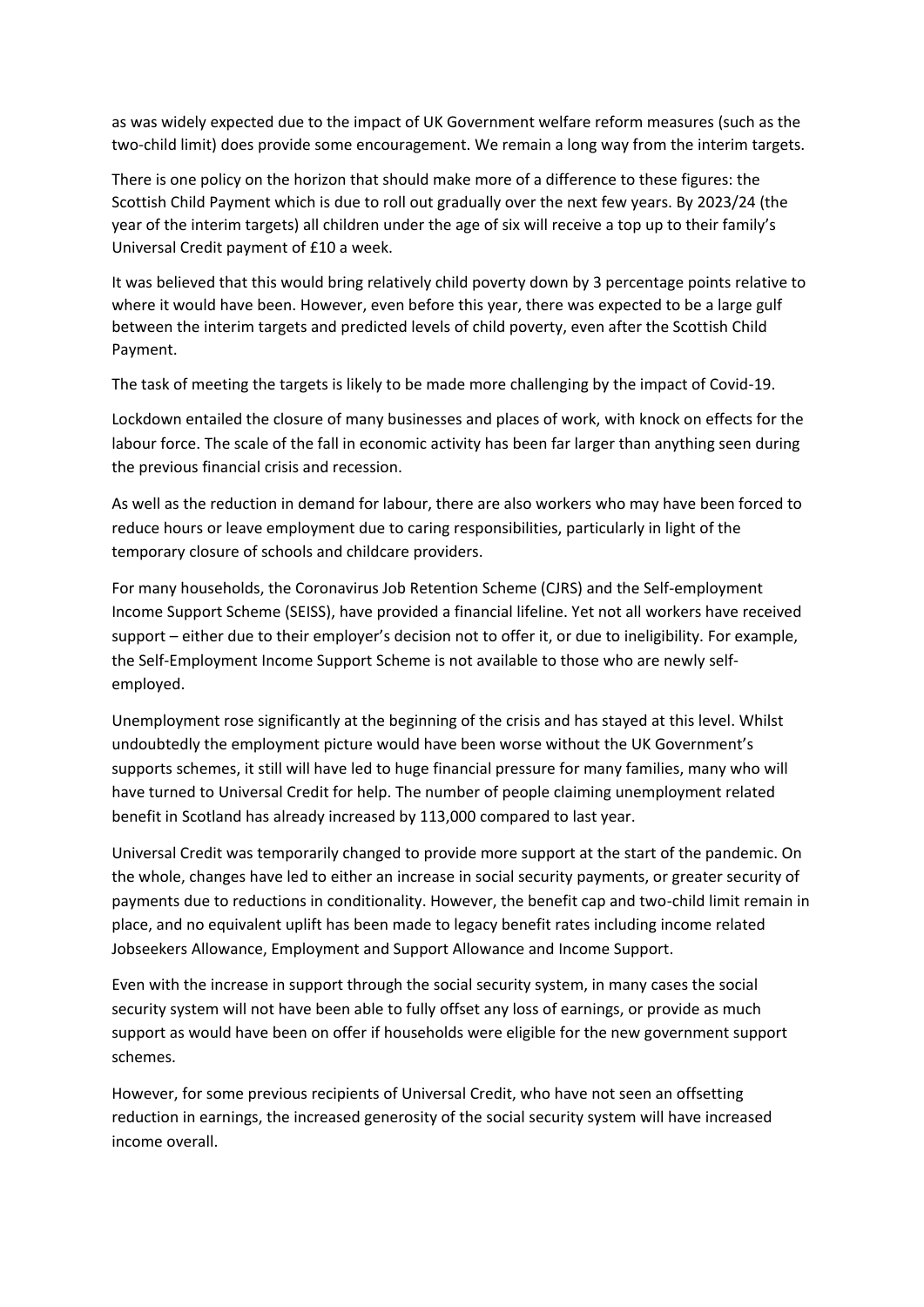as was widely expected due to the impact of UK Government welfare reform measures (such as the two-child limit) does provide some encouragement. We remain a long way from the interim targets.

There is one policy on the horizon that should make more of a difference to these figures: the Scottish Child Payment which is due to roll out gradually over the next few years. By 2023/24 (the year of the interim targets) all children under the age of six will receive a top up to their family's Universal Credit payment of £10 a week.

It was believed that this would bring relatively child poverty down by 3 percentage points relative to where it would have been. However, even before this year, there was expected to be a large gulf between the interim targets and predicted levels of child poverty, even after the Scottish Child Payment.

The task of meeting the targets is likely to be made more challenging by the impact of Covid-19.

Lockdown entailed the closure of many businesses and places of work, with knock on effects for the labour force. The scale of the fall in economic activity has been far larger than anything seen during the previous financial crisis and recession.

As well as the reduction in demand for labour, there are also workers who may have been forced to reduce hours or leave employment due to caring responsibilities, particularly in light of the temporary closure of schools and childcare providers.

For many households, the Coronavirus Job Retention Scheme (CJRS) and the Self-employment Income Support Scheme (SEISS), have provided a financial lifeline. Yet not all workers have received support – either due to their employer's decision not to offer it, or due to ineligibility. For example, the Self-Employment Income Support Scheme is not available to those who are newly self-employed.

Unemployment rose significantly at the beginning of the crisis and has stayed at this level. Whilst undoubtedly the employment picture would have been worse without the UK Government's supports schemes, it still will have led to huge financial pressure for many families, many who will have turned to Universal Credit for help. The number of people claiming unemployment related benefit in Scotland has already increased by 113,000 compared to last year.

Universal Credit was temporarily changed to provide more support at the start of the pandemic. On the whole, changes have led to either an increase in social security payments, or greater security of payments due to reductions in conditionality. However, the benefit cap and two-child limit remain in place, and no equivalent uplift has been made to legacy benefit rates including income related Jobseekers Allowance, Employment and Support Allowance and Income Support.

Even with the increase in support through the social security system, in many cases the social security system will not have been able to fully offset any loss of earnings, or provide as much support as would have been on offer if households were eligible for the new government support schemes.

However, for some previous recipients of Universal Credit, who have not seen an offsetting reduction in earnings, the increased generosity of the social security system will have increased income overall.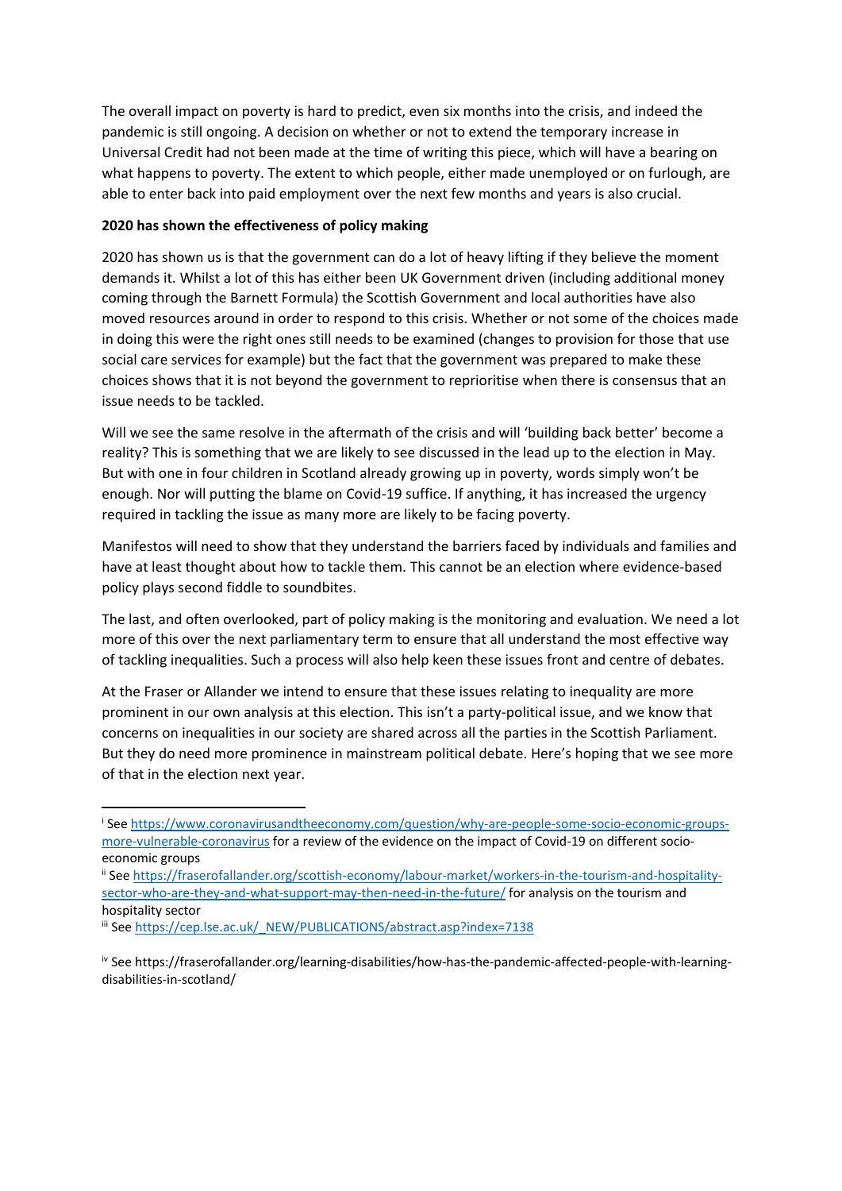The overall impact on poverty is hard to predict, even six months into the crisis, and indeed the pandemic is still ongoing. A decision on whether or not to extend the temporary increase in Universal Credit had not been made at the time of writing this piece, which will have a bearing on what happens to poverty. The extent to which people, either made unemployed or on furlough, are able to enter back into paid employment over the next few months and years is also crucial.

**2020 has shown the effectiveness of policy making**

2020 has shown us is that the government can do a lot of heavy lifting if they believe the moment demands it. Whilst a lot of this has either been UK Government driven (including additional money coming through the Barnett Formula) the Scottish Government and local authorities have also moved resources around in order to respond to this crisis. Whether or not some of the choices made in doing this were the right ones still needs to be examined (changes to provision for those that use social care services for example) but the fact that the government was prepared to make these choices shows that it is not beyond the government to reprioritise when there is consensus that an issue needs to be tackled.

Will we see the same resolve in the aftermath of the crisis and will 'building back better' become a reality? This is something that we are likely to see discussed in the lead up to the election in May. But with one in four children in Scotland already growing up in poverty, words simply won't be enough. Nor will putting the blame on Covid-19 suffice. If anything, it has increased the urgency required in tackling the issue as many more are likely to be facing poverty.

Manifestos will need to show that they understand the barriers faced by individuals and families and have at least thought about how to tackle them. This cannot be an election where evidence-based policy plays second fiddle to soundbites.

The last, and often overlooked, part of policy making is the monitoring and evaluation. We need a lot more of this over the next parliamentary term to ensure that all understand the most effective way of tackling inequalities. Such a process will also help keen these issues front and centre of debates.

At the Fraser or Allander we intend to ensure that these issues relating to inequality are more prominent in our own analysis at this election. This isn't a party-political issue, and we know that concerns on inequalities in our society are shared across all the parties in the Scottish Parliament. But they do need more prominence in mainstream political debate. Here's hoping that we see more of that in the election next year.

---

[i] See https://www.coronavirusandtheeconomy.com/question/why-are-people-some-socio-economic-groups-more-vulnerable-coronavirus for a review of the evidence on the impact of Covid-19 on different socio-economic groups

[ii] See https://fraserofallander.org/scottish-economy/labour-market/workers-in-the-tourism-and-hospitality-sector-who-are-they-and-what-support-may-then-need-in-the-future/ for analysis on the tourism and hospitality sector

[iii] See https://cep.lse.ac.uk/_NEW/PUBLICATIONS/abstract.asp?index=7138

[iv] See https://fraserofallander.org/learning-disabilities/how-has-the-pandemic-affected-people-with-learning-disabilities-in-scotland/